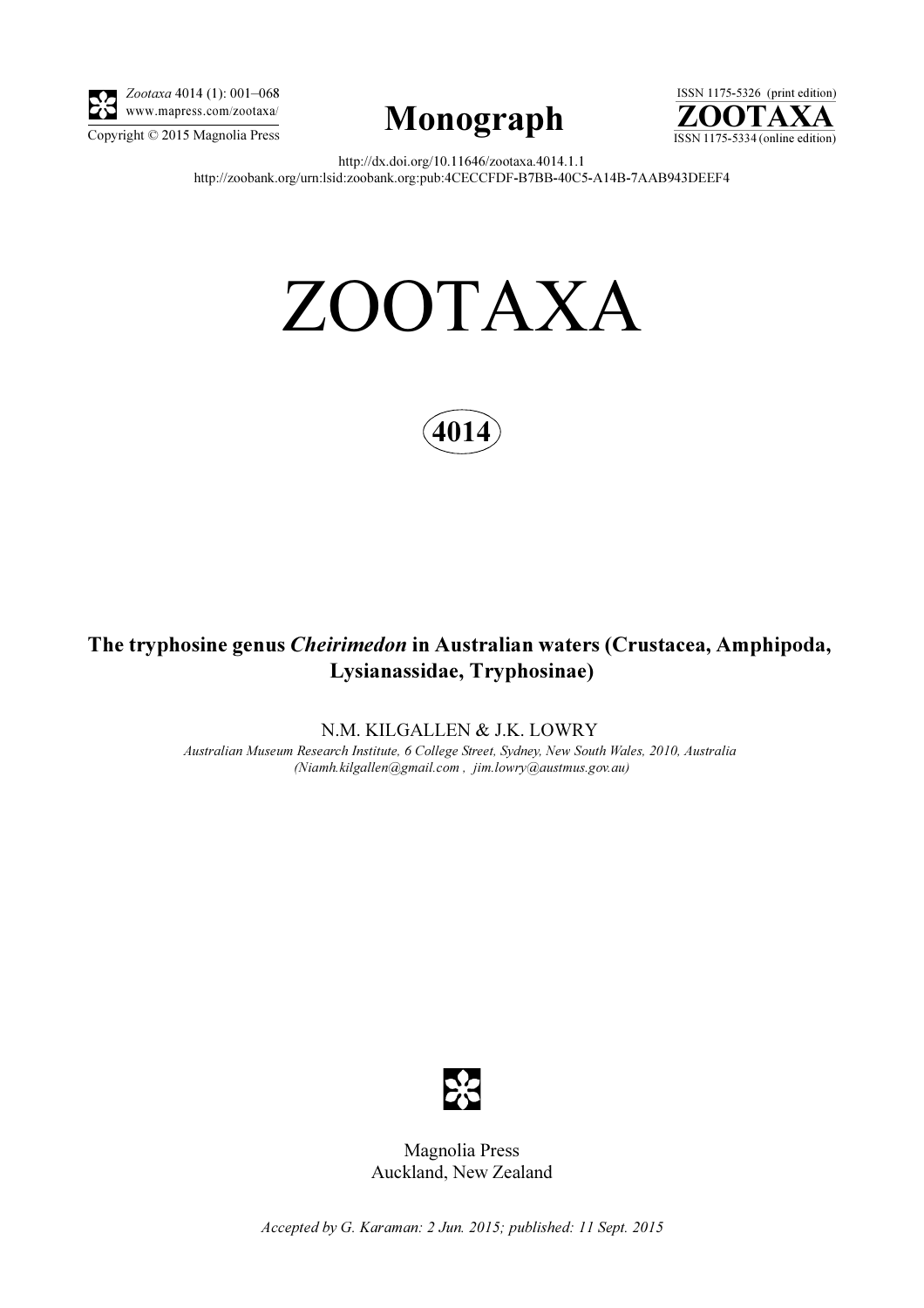Zootaxa 4014 (1): 001–068
www.mapress.com/zootaxa/
Copyright © 2015 Magnolia Press

# Monograph

ISSN 1175-5326 (print edition)
ZOOTAXA
ISSN 1175-5334 (online edition)

http://dx.doi.org/10.11646/zootaxa.4014.1.1
http://zoobank.org/urn:lsid:zoobank.org:pub:4CECCFDF-B7BB-40C5-A14B-7AAB943DEEF4

# ZOOTAXA

## 4014

## The tryphosine genus *Cheirimedon* in Australian waters (Crustacea, Amphipoda, Lysianassidae, Tryphosinae)

N.M. KILGALLEN & J.K. LOWRY

*Australian Museum Research Institute, 6 College Street, Sydney, New South Wales, 2010, Australia (Niamh.kilgallen@gmail.com , jim.lowry@austmus.gov.au)*

Magnolia Press
Auckland, New Zealand

*Accepted by G. Karaman: 2 Jun. 2015; published: 11 Sept. 2015*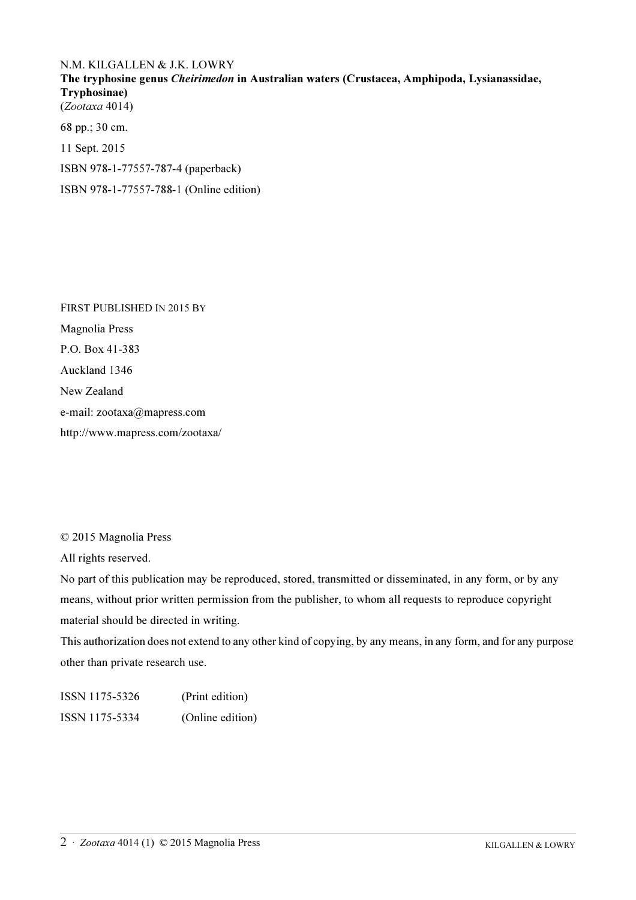N.M. KILGALLEN & J.K. LOWRY

**The tryphosine genus *Cheirimedon* in Australian waters (Crustacea, Amphipoda, Lysianassidae, Tryphosinae)**

(*Zootaxa* 4014)

68 pp.; 30 cm.

11 Sept. 2015

ISBN 978-1-77557-787-4 (paperback)

ISBN 978-1-77557-788-1 (Online edition)

FIRST PUBLISHED IN 2015 BY

Magnolia Press

P.O. Box 41-383

Auckland 1346

New Zealand

e-mail: zootaxa@mapress.com

http://www.mapress.com/zootaxa/

© 2015 Magnolia Press

All rights reserved.

No part of this publication may be reproduced, stored, transmitted or disseminated, in any form, or by any means, without prior written permission from the publisher, to whom all requests to reproduce copyright material should be directed in writing.

This authorization does not extend to any other kind of copying, by any means, in any form, and for any purpose other than private research use.

ISSN 1175-5326 (Print edition)

ISSN 1175-5334 (Online edition)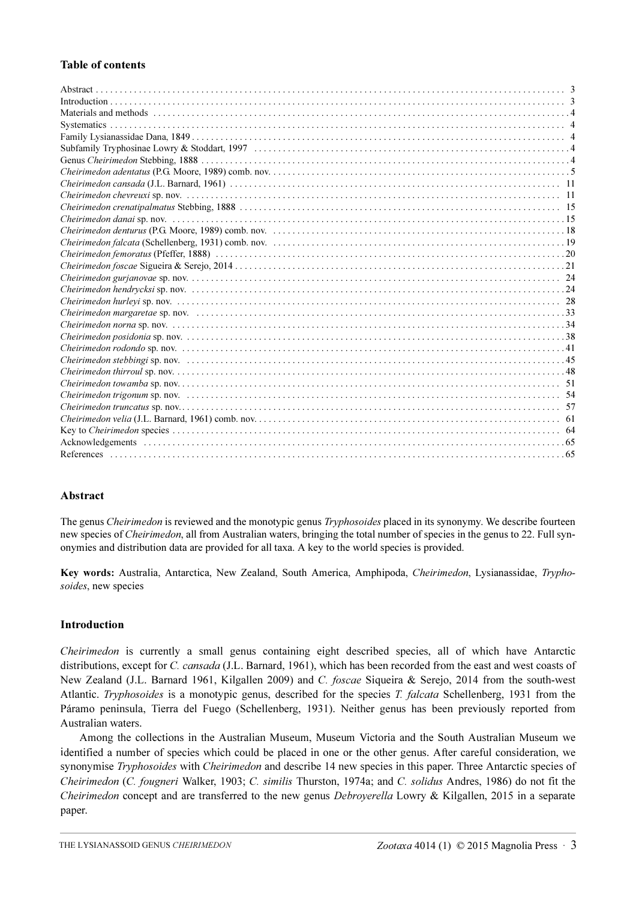## Table of contents

Abstract . . . . . . . . . . 3
Introduction . . . . . . . . . . 3
Materials and methods . . . . . . . . . . 4
Systematics . . . . . . . . . . 4
Family Lysianassidae Dana, 1849 . . . . . . . . . . 4
Subfamily Tryphosinae Lowry & Stoddart, 1997 . . . . . . . . . . 4
Genus *Cheirimedon* Stebbing, 1888 . . . . . . . . . . 4
*Cheirimedon adentatus* (P.G. Moore, 1989) comb. nov. . . . . . . . . . . 5
*Cheirimedon cansada* (J.L. Barnard, 1961) . . . . . . . . . . 11
*Cheirimedon chevreuxi* sp. nov. . . . . . . . . . . 11
*Cheirimedon crenatipalmatus* Stebbing, 1888 . . . . . . . . . . 15
*Cheirimedon danai* sp. nov. . . . . . . . . . . 15
*Cheirimedon denturus* (P.G. Moore, 1989) comb. nov. . . . . . . . . . . 18
*Cheirimedon falcata* (Schellenberg, 1931) comb. nov. . . . . . . . . . . 19
*Cheirimedon femoratus* (Pfeffer, 1888) . . . . . . . . . . 20
*Cheirimedon foscae* Sigueira & Serejo, 2014 . . . . . . . . . . 21
*Cheirimedon gurjanovae* sp. nov. . . . . . . . . . . 24
*Cheirimedon hendrycksi* sp. nov. . . . . . . . . . . 24
*Cheirimedon hurleyi* sp. nov. . . . . . . . . . . 28
*Cheirimedon margaretae* sp. nov. . . . . . . . . . . 33
*Cheirimedon norna* sp. nov. . . . . . . . . . . 34
*Cheirimedon posidonia* sp. nov. . . . . . . . . . . 38
*Cheirimedon rodondo* sp. nov. . . . . . . . . . . 41
*Cheirimedon stebbingi* sp. nov. . . . . . . . . . . 45
*Cheirimedon thirroul* sp. nov. . . . . . . . . . . 48
*Cheirimedon towamba* sp. nov. . . . . . . . . . . 51
*Cheirimedon trigonum* sp. nov. . . . . . . . . . . 54
*Cheirimedon truncatus* sp. nov. . . . . . . . . . . 57
*Cheirimedon velia* (J.L. Barnard, 1961) comb. nov. . . . . . . . . . . 61
Key to *Cheirimedon* species . . . . . . . . . . 64
Acknowledgements . . . . . . . . . . 65
References . . . . . . . . . . 65

## Abstract

The genus *Cheirimedon* is reviewed and the monotypic genus *Tryphosoides* placed in its synonymy. We describe fourteen new species of *Cheirimedon*, all from Australian waters, bringing the total number of species in the genus to 22. Full synonymies and distribution data are provided for all taxa. A key to the world species is provided.

**Key words:** Australia, Antarctica, New Zealand, South America, Amphipoda, *Cheirimedon*, Lysianassidae, *Tryphosoides*, new species

## Introduction

*Cheirimedon* is currently a small genus containing eight described species, all of which have Antarctic distributions, except for *C. cansada* (J.L. Barnard, 1961), which has been recorded from the east and west coasts of New Zealand (J.L. Barnard 1961, Kilgallen 2009) and *C. foscae* Siqueira & Serejo, 2014 from the south-west Atlantic. *Tryphosoides* is a monotypic genus, described for the species *T. falcata* Schellenberg, 1931 from the Páramo peninsula, Tierra del Fuego (Schellenberg, 1931). Neither genus has been previously reported from Australian waters.

Among the collections in the Australian Museum, Museum Victoria and the South Australian Museum we identified a number of species which could be placed in one or the other genus. After careful consideration, we synonymise *Tryphosoides* with *Cheirimedon* and describe 14 new species in this paper. Three Antarctic species of *Cheirimedon* (*C. fougneri* Walker, 1903; *C. similis* Thurston, 1974a; and *C. solidus* Andres, 1986) do not fit the *Cheirimedon* concept and are transferred to the new genus *Debroyerella* Lowry & Kilgallen, 2015 in a separate paper.